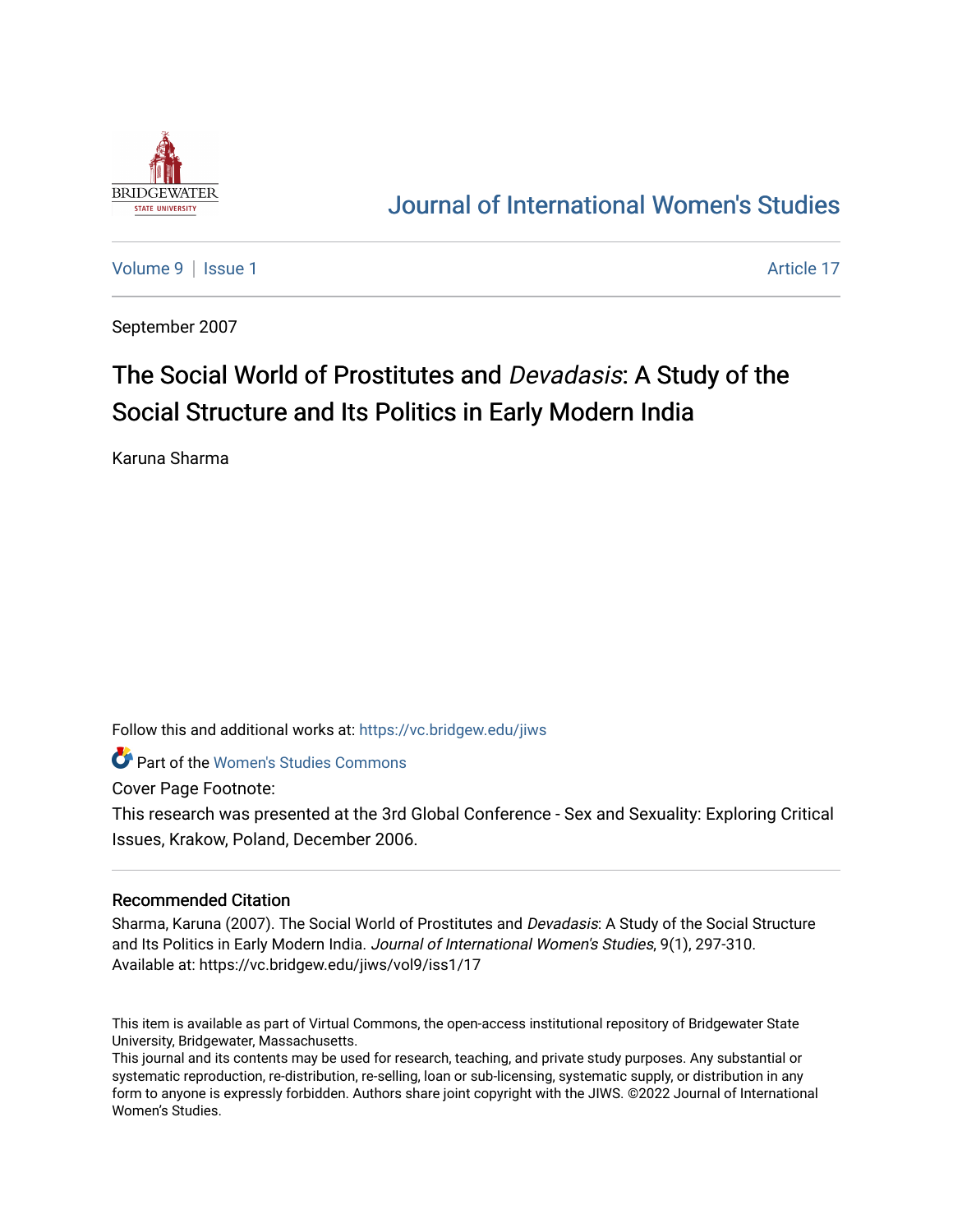Journal of International Women's Studies

Volume 9 | Issue 1 Article 17

September 2007

# The Social World of Prostitutes and *Devadasis*: A Study of the Social Structure and Its Politics in Early Modern India

Karuna Sharma

Follow this and additional works at: https://vc.bridgew.edu/jiws

Part of the Women's Studies Commons

Cover Page Footnote:

This research was presented at the 3rd Global Conference - Sex and Sexuality: Exploring Critical Issues, Krakow, Poland, December 2006.

## Recommended Citation

Sharma, Karuna (2007). The Social World of Prostitutes and *Devadasis*: A Study of the Social Structure and Its Politics in Early Modern India. *Journal of International Women's Studies*, 9(1), 297-310. Available at: https://vc.bridgew.edu/jiws/vol9/iss1/17

This item is available as part of Virtual Commons, the open-access institutional repository of Bridgewater State University, Bridgewater, Massachusetts.
This journal and its contents may be used for research, teaching, and private study purposes. Any substantial or systematic reproduction, re-distribution, re-selling, loan or sub-licensing, systematic supply, or distribution in any form to anyone is expressly forbidden. Authors share joint copyright with the JIWS. ©2022 Journal of International Women's Studies.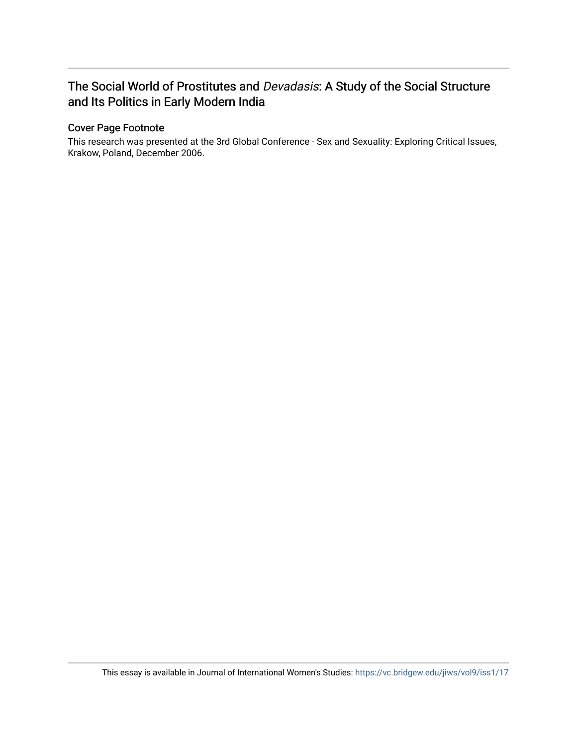# The Social World of Prostitutes and *Devadasis*: A Study of the Social Structure and Its Politics in Early Modern India

## Cover Page Footnote

This research was presented at the 3rd Global Conference - Sex and Sexuality: Exploring Critical Issues, Krakow, Poland, December 2006.

This essay is available in Journal of International Women's Studies: https://vc.bridgew.edu/jiws/vol9/iss1/17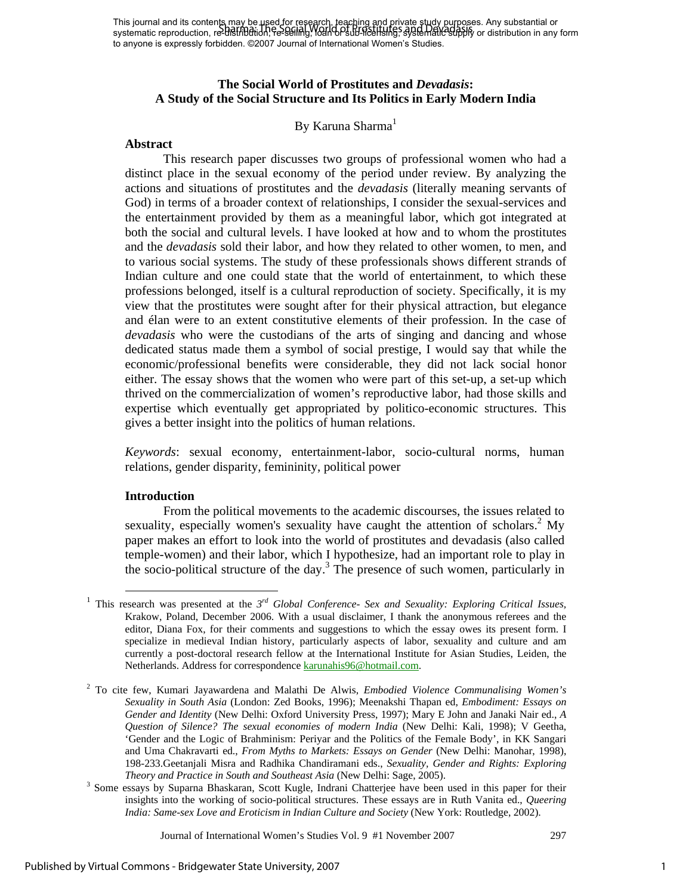This journal and its contents may be used for research, teaching and private study purposes. Any substantial or systematic reproduction, re-distribution, re-selling, loan or sub-licensing, systematic supply or distribution in any form to anyone is expressly forbidden. ©2007 Journal of International Women's Studies.

# The Social World of Prostitutes and *Devadasis*: A Study of the Social Structure and Its Politics in Early Modern India

By Karuna Sharma[1]

## Abstract

This research paper discusses two groups of professional women who had a distinct place in the sexual economy of the period under review. By analyzing the actions and situations of prostitutes and the *devadasis* (literally meaning servants of God) in terms of a broader context of relationships, I consider the sexual-services and the entertainment provided by them as a meaningful labor, which got integrated at both the social and cultural levels. I have looked at how and to whom the prostitutes and the *devadasis* sold their labor, and how they related to other women, to men, and to various social systems. The study of these professionals shows different strands of Indian culture and one could state that the world of entertainment, to which these professions belonged, itself is a cultural reproduction of society. Specifically, it is my view that the prostitutes were sought after for their physical attraction, but elegance and élan were to an extent constitutive elements of their profession. In the case of *devadasis* who were the custodians of the arts of singing and dancing and whose dedicated status made them a symbol of social prestige, I would say that while the economic/professional benefits were considerable, they did not lack social honor either. The essay shows that the women who were part of this set-up, a set-up which thrived on the commercialization of women's reproductive labor, had those skills and expertise which eventually get appropriated by politico-economic structures. This gives a better insight into the politics of human relations.

*Keywords*: sexual economy, entertainment-labor, socio-cultural norms, human relations, gender disparity, femininity, political power

## Introduction

From the political movements to the academic discourses, the issues related to sexuality, especially women's sexuality have caught the attention of scholars.[2] My paper makes an effort to look into the world of prostitutes and devadasis (also called temple-women) and their labor, which I hypothesize, had an important role to play in the socio-political structure of the day.[3] The presence of such women, particularly in

---

[1] This research was presented at the *3rd Global Conference- Sex and Sexuality: Exploring Critical Issues,* Krakow, Poland, December 2006. With a usual disclaimer, I thank the anonymous referees and the editor, Diana Fox, for their comments and suggestions to which the essay owes its present form. I specialize in medieval Indian history, particularly aspects of labor, sexuality and culture and am currently a post-doctoral research fellow at the International Institute for Asian Studies, Leiden, the Netherlands. Address for correspondence karunahis96@hotmail.com.

[2] To cite few, Kumari Jayawardena and Malathi De Alwis, *Embodied Violence Communalising Women's Sexuality in South Asia* (London: Zed Books, 1996); Meenakshi Thapan ed, *Embodiment: Essays on Gender and Identity* (New Delhi: Oxford University Press, 1997); Mary E John and Janaki Nair ed., *A Question of Silence? The sexual economies of modern India* (New Delhi: Kali, 1998); V Geetha, 'Gender and the Logic of Brahminism: Periyar and the Politics of the Female Body', in KK Sangari and Uma Chakravarti ed., *From Myths to Markets: Essays on Gender* (New Delhi: Manohar, 1998), 198-233.Geetanjali Misra and Radhika Chandiramani eds., *Sexuality, Gender and Rights: Exploring Theory and Practice in South and Southeast Asia* (New Delhi: Sage, 2005).

[3] Some essays by Suparna Bhaskaran, Scott Kugle, Indrani Chatterjee have been used in this paper for their insights into the working of socio-political structures. These essays are in Ruth Vanita ed., *Queering India: Same-sex Love and Eroticism in Indian Culture and Society* (New York: Routledge, 2002).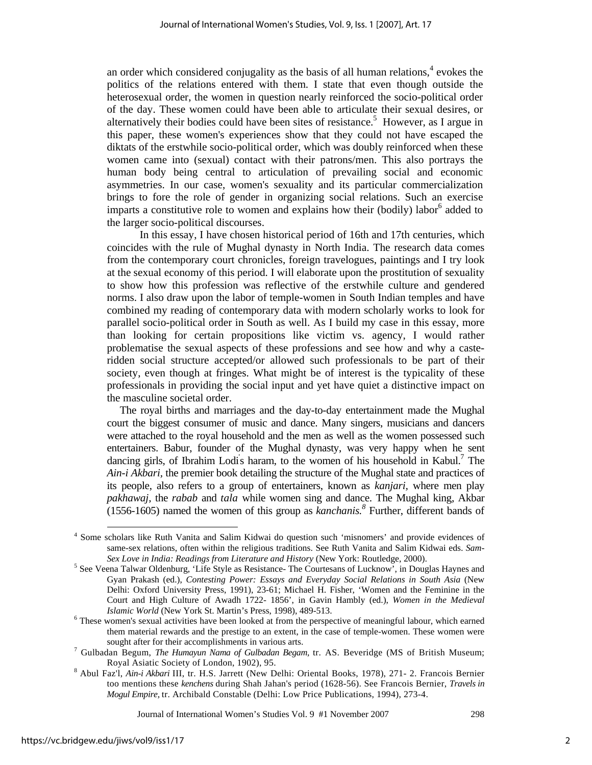an order which considered conjugality as the basis of all human relations,[4] evokes the politics of the relations entered with them. I state that even though outside the heterosexual order, the women in question nearly reinforced the socio-political order of the day. These women could have been able to articulate their sexual desires, or alternatively their bodies could have been sites of resistance.[5] However, as I argue in this paper, these women's experiences show that they could not have escaped the diktats of the erstwhile socio-political order, which was doubly reinforced when these women came into (sexual) contact with their patrons/men. This also portrays the human body being central to articulation of prevailing social and economic asymmetries. In our case, women's sexuality and its particular commercialization brings to fore the role of gender in organizing social relations. Such an exercise imparts a constitutive role to women and explains how their (bodily) labor[6] added to the larger socio-political discourses.

In this essay, I have chosen historical period of 16th and 17th centuries, which coincides with the rule of Mughal dynasty in North India. The research data comes from the contemporary court chronicles, foreign travelogues, paintings and I try look at the sexual economy of this period. I will elaborate upon the prostitution of sexuality to show how this profession was reflective of the erstwhile culture and gendered norms. I also draw upon the labor of temple-women in South Indian temples and have combined my reading of contemporary data with modern scholarly works to look for parallel socio-political order in South as well. As I build my case in this essay, more than looking for certain propositions like victim vs. agency, I would rather problematise the sexual aspects of these professions and see how and why a caste-ridden social structure accepted/or allowed such professionals to be part of their society, even though at fringes. What might be of interest is the typicality of these professionals in providing the social input and yet have quiet a distinctive impact on the masculine societal order.

The royal births and marriages and the day-to-day entertainment made the Mughal court the biggest consumer of music and dance. Many singers, musicians and dancers were attached to the royal household and the men as well as the women possessed such entertainers. Babur, founder of the Mughal dynasty, was very happy when he sent dancing girls, of Ibrahim Lodi's haram, to the women of his household in Kabul.[7] The *Ain-i Akbari*, the premier book detailing the structure of the Mughal state and practices of its people, also refers to a group of entertainers, known as *kanjari*, where men play *pakhawaj*, the *rabab* and *tala* while women sing and dance. The Mughal king, Akbar (1556-1605) named the women of this group as *kanchanis.*[8] Further, different bands of

---

[4] Some scholars like Ruth Vanita and Salim Kidwai do question such 'misnomers' and provide evidences of same-sex relations, often within the religious traditions. See Ruth Vanita and Salim Kidwai eds. *Sam-Sex Love in India: Readings from Literature and History* (New York: Routledge, 2000).

[5] See Veena Talwar Oldenburg, 'Life Style as Resistance- The Courtesans of Lucknow', in Douglas Haynes and Gyan Prakash (ed.), *Contesting Power: Essays and Everyday Social Relations in South Asia* (New Delhi: Oxford University Press, 1991), 23-61; Michael H. Fisher, 'Women and the Feminine in the Court and High Culture of Awadh 1722- 1856', in Gavin Hambly (ed.), *Women in the Medieval Islamic World* (New York St. Martin's Press, 1998), 489-513.

[6] These women's sexual activities have been looked at from the perspective of meaningful labour, which earned them material rewards and the prestige to an extent, in the case of temple-women. These women were sought after for their accomplishments in various arts.

[7] Gulbadan Begum, *The Humayun Nama of Gulbadan Begam*, tr. AS. Beveridge (MS of British Museum; Royal Asiatic Society of London, 1902), 95.

[8] Abul Faz'l, *Ain-i Akbari* III, tr. H.S. Jarrett (New Delhi: Oriental Books, 1978), 271- 2. Francois Bernier too mentions these *kenchens* during Shah Jahan's period (1628-56). See Francois Bernier, *Travels in Mogul Empire*, tr. Archibald Constable (Delhi: Low Price Publications, 1994), 273-4.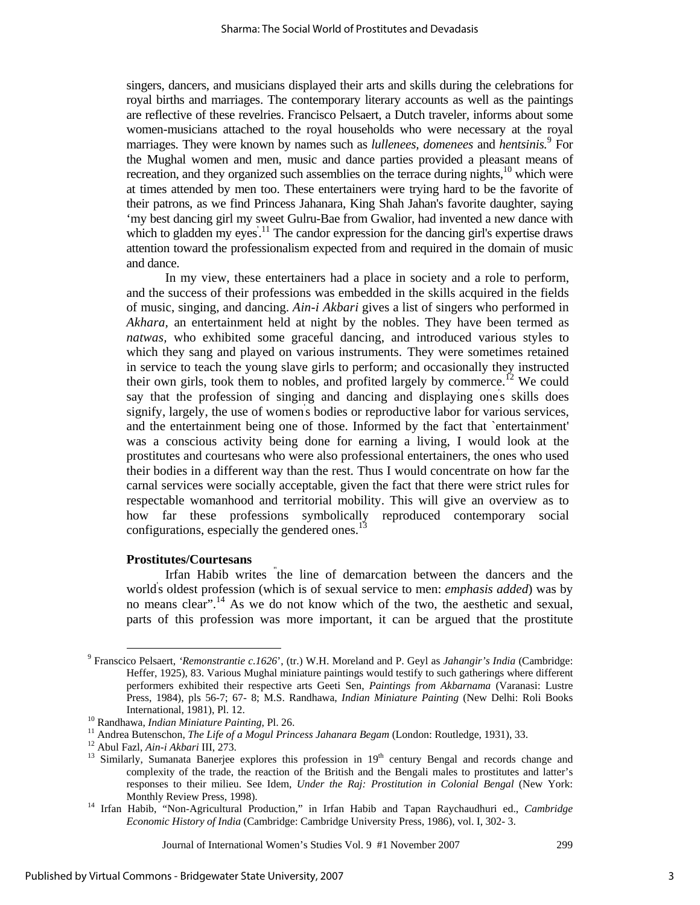singers, dancers, and musicians displayed their arts and skills during the celebrations for royal births and marriages. The contemporary literary accounts as well as the paintings are reflective of these revelries. Francisco Pelsaert, a Dutch traveler, informs about some women-musicians attached to the royal households who were necessary at the royal marriages. They were known by names such as *lullenees, domenees* and *hentsinis.*[9] For the Mughal women and men, music and dance parties provided a pleasant means of recreation, and they organized such assemblies on the terrace during nights,[10] which were at times attended by men too. These entertainers were trying hard to be the favorite of their patrons, as we find Princess Jahanara, King Shah Jahan's favorite daughter, saying 'my best dancing girl my sweet Gulru-Bae from Gwalior, had invented a new dance with which to gladden my eyes'.[11] The candor expression for the dancing girl's expertise draws attention toward the professionalism expected from and required in the domain of music and dance.

In my view, these entertainers had a place in society and a role to perform, and the success of their professions was embedded in the skills acquired in the fields of music, singing, and dancing. *Ain-i Akbari* gives a list of singers who performed in *Akhara,* an entertainment held at night by the nobles. They have been termed as *natwas,* who exhibited some graceful dancing, and introduced various styles to which they sang and played on various instruments. They were sometimes retained in service to teach the young slave girls to perform; and occasionally they instructed their own girls, took them to nobles, and profited largely by commerce.[12] We could say that the profession of singing and dancing and displaying one's skills does signify, largely, the use of women's bodies or reproductive labor for various services, and the entertainment being one of those. Informed by the fact that `entertainment' was a conscious activity being done for earning a living, I would look at the prostitutes and courtesans who were also professional entertainers, the ones who used their bodies in a different way than the rest. Thus I would concentrate on how far the carnal services were socially acceptable, given the fact that there were strict rules for respectable womanhood and territorial mobility. This will give an overview as to how far these professions symbolically reproduced contemporary social configurations, especially the gendered ones.[13]

**Prostitutes/Courtesans**

Irfan Habib writes "the line of demarcation between the dancers and the world's oldest profession (which is of sexual service to men: *emphasis added*) was by no means clear".[14] As we do not know which of the two, the aesthetic and sexual, parts of this profession was more important, it can be argued that the prostitute

---

[9] Franscico Pelsaert, *'Remonstrantie c.1626*', (tr.) W.H. Moreland and P. Geyl as *Jahangir's India* (Cambridge: Heffer, 1925), 83. Various Mughal miniature paintings would testify to such gatherings where different performers exhibited their respective arts Geeti Sen, *Paintings from Akbarnama* (Varanasi: Lustre Press, 1984), pls 56-7; 67- 8; M.S. Randhawa, *Indian Miniature Painting* (New Delhi: Roli Books International, 1981), Pl. 12.

[10] Randhawa, *Indian Miniature Painting*, Pl. 26.

[11] Andrea Butenschon, *The Life of a Mogul Princess Jahanara Begam* (London: Routledge, 1931), 33.

[12] Abul Fazl, *Ain-i Akbari* III, 273.

[13] Similarly, Sumanata Banerjee explores this profession in 19th century Bengal and records change and complexity of the trade, the reaction of the British and the Bengali males to prostitutes and latter's responses to their milieu. See Idem, *Under the Raj: Prostitution in Colonial Bengal* (New York: Monthly Review Press, 1998).

[14] Irfan Habib, "Non-Agricultural Production," in Irfan Habib and Tapan Raychaudhuri ed., *Cambridge Economic History of India* (Cambridge: Cambridge University Press, 1986), vol. I, 302- 3.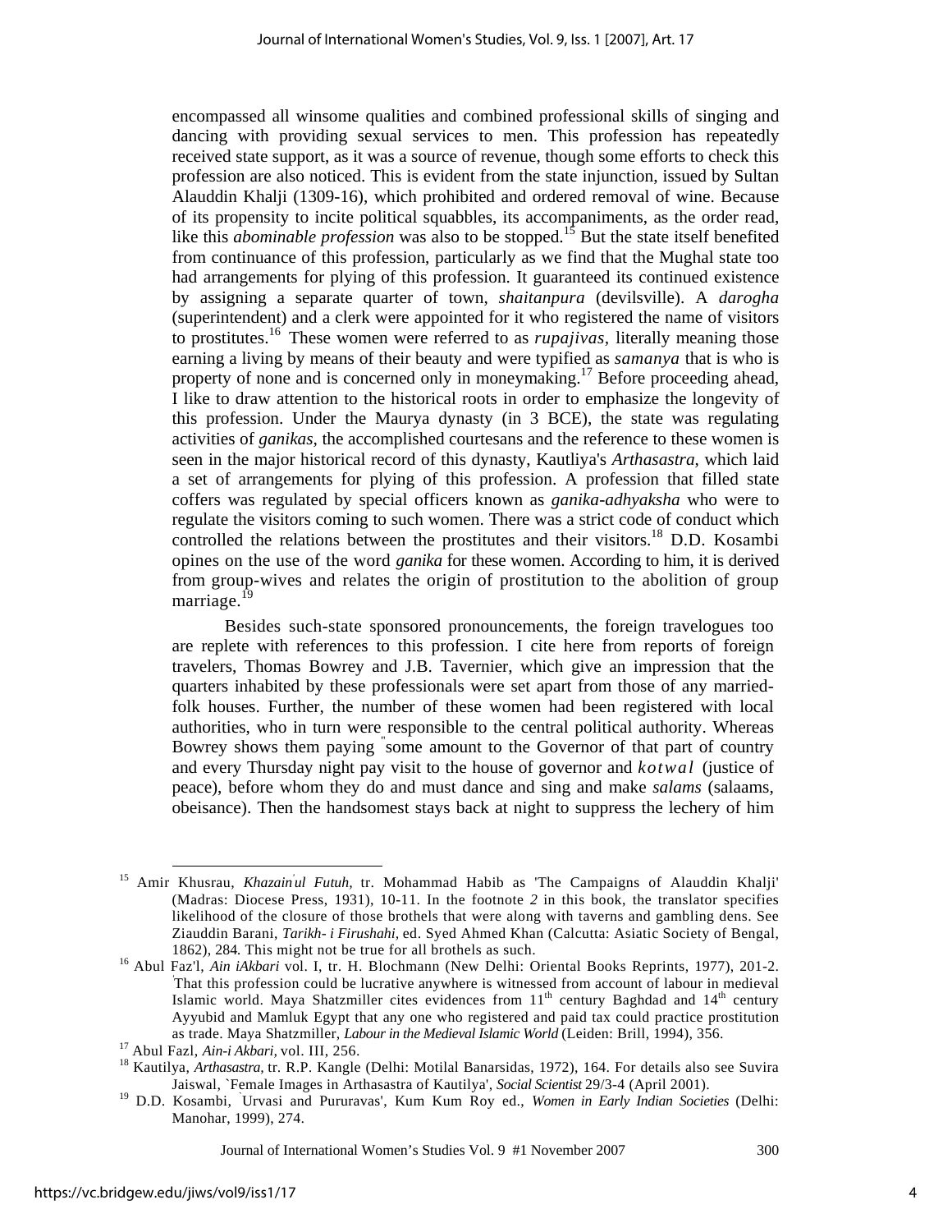encompassed all winsome qualities and combined professional skills of singing and dancing with providing sexual services to men. This profession has repeatedly received state support, as it was a source of revenue, though some efforts to check this profession are also noticed. This is evident from the state injunction, issued by Sultan Alauddin Khalji (1309-16), which prohibited and ordered removal of wine. Because of its propensity to incite political squabbles, its accompaniments, as the order read, like this *abominable profession* was also to be stopped.[15] But the state itself benefited from continuance of this profession, particularly as we find that the Mughal state too had arrangements for plying of this profession. It guaranteed its continued existence by assigning a separate quarter of town, *shaitanpura* (devilsville). A *darogha* (superintendent) and a clerk were appointed for it who registered the name of visitors to prostitutes.[16] These women were referred to as *rupajivas*, literally meaning those earning a living by means of their beauty and were typified as *samanya* that is who is property of none and is concerned only in moneymaking.[17] Before proceeding ahead, I like to draw attention to the historical roots in order to emphasize the longevity of this profession. Under the Maurya dynasty (in 3 BCE), the state was regulating activities of *ganikas*, the accomplished courtesans and the reference to these women is seen in the major historical record of this dynasty, Kautliya's *Arthasastra*, which laid a set of arrangements for plying of this profession. A profession that filled state coffers was regulated by special officers known as *ganika-adhyaksha* who were to regulate the visitors coming to such women. There was a strict code of conduct which controlled the relations between the prostitutes and their visitors.[18] D.D. Kosambi opines on the use of the word *ganika* for these women. According to him, it is derived from group-wives and relates the origin of prostitution to the abolition of group marriage.[19]

Besides such-state sponsored pronouncements, the foreign travelogues too are replete with references to this profession. I cite here from reports of foreign travelers, Thomas Bowrey and J.B. Tavernier, which give an impression that the quarters inhabited by these professionals were set apart from those of any married-folk houses. Further, the number of these women had been registered with local authorities, who in turn were responsible to the central political authority. Whereas Bowrey shows them paying "some amount to the Governor of that part of country and every Thursday night pay visit to the house of governor and *kotwal* (justice of peace), before whom they do and must dance and sing and make *salams* (salaams, obeisance). Then the handsomest stays back at night to suppress the lechery of him

---

[15] Amir Khusrau, *Khazain'ul Futuh*, tr. Mohammad Habib as 'The Campaigns of Alauddin Khalji' (Madras: Diocese Press, 1931), 10-11. In the footnote *2* in this book, the translator specifies likelihood of the closure of those brothels that were along with taverns and gambling dens. See Ziauddin Barani, *Tarikh- i Firushahi*, ed. Syed Ahmed Khan (Calcutta: Asiatic Society of Bengal, 1862), 284. This might not be true for all brothels as such.

[16] Abul Faz'l, *Ain iAkbari* vol. I, tr. H. Blochmann (New Delhi: Oriental Books Reprints, 1977), 201-2. That this profession could be lucrative anywhere is witnessed from account of labour in medieval Islamic world. Maya Shatzmiller cites evidences from 11th century Baghdad and 14th century Ayyubid and Mamluk Egypt that any one who registered and paid tax could practice prostitution as trade. Maya Shatzmiller, *Labour in the Medieval Islamic World* (Leiden: Brill, 1994), 356.

[17] Abul Fazl, *Ain-i Akbari*, vol. III, 256.

[18] Kautilya, *Arthasastra*, tr. R.P. Kangle (Delhi: Motilal Banarsidas, 1972), 164. For details also see Suvira Jaiswal, `Female Images in Arthasastra of Kautilya', *Social Scientist* 29/3-4 (April 2001).

[19] D.D. Kosambi, `Urvasi and Pururavas', Kum Kum Roy ed., *Women in Early Indian Societies* (Delhi: Manohar, 1999), 274.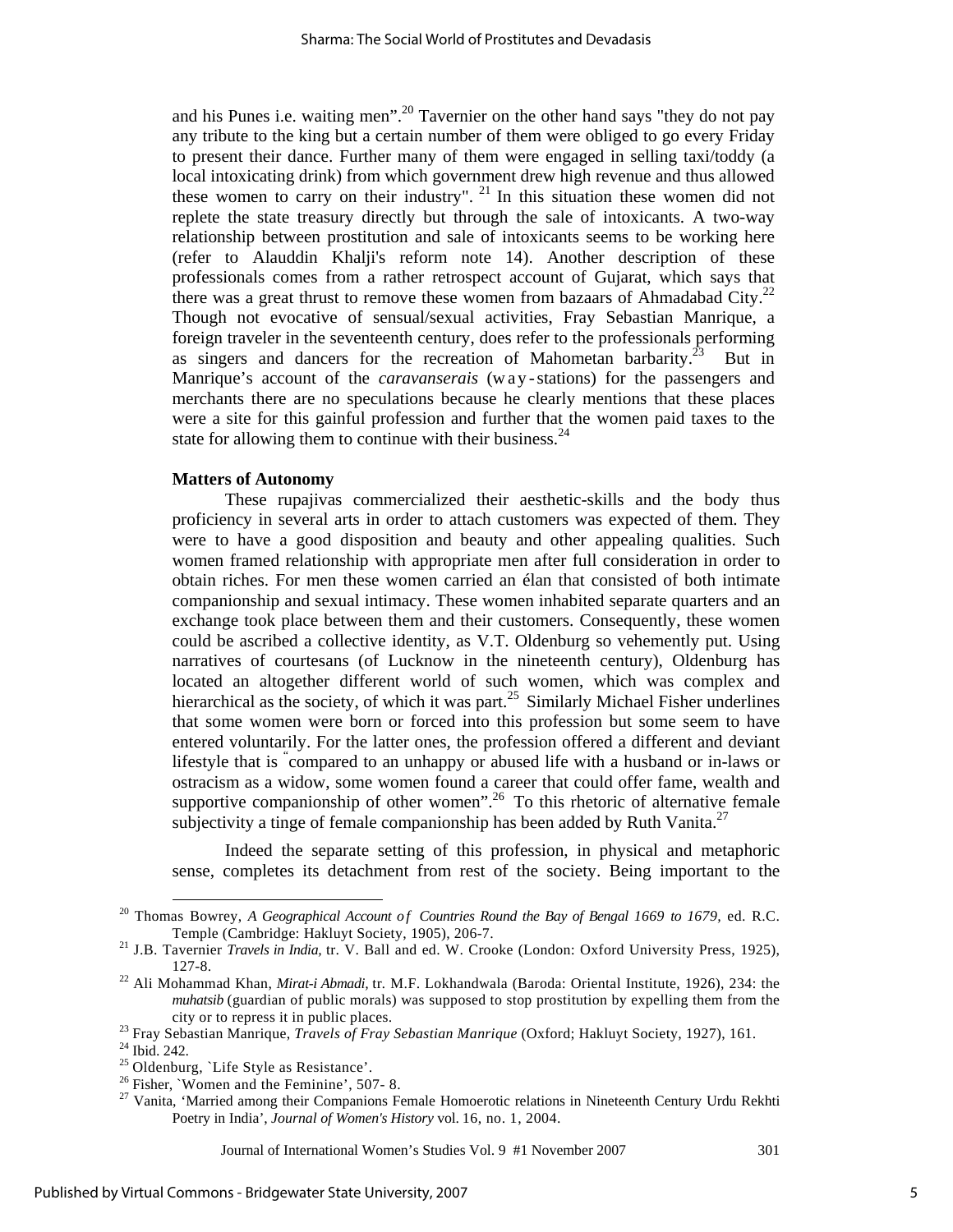and his Punes i.e. waiting men".[20] Tavernier on the other hand says "they do not pay any tribute to the king but a certain number of them were obliged to go every Friday to present their dance. Further many of them were engaged in selling taxi/toddy (a local intoxicating drink) from which government drew high revenue and thus allowed these women to carry on their industry". [21] In this situation these women did not replete the state treasury directly but through the sale of intoxicants. A two-way relationship between prostitution and sale of intoxicants seems to be working here (refer to Alauddin Khalji's reform note 14). Another description of these professionals comes from a rather retrospect account of Gujarat, which says that there was a great thrust to remove these women from bazaars of Ahmadabad City.[22] Though not evocative of sensual/sexual activities, Fray Sebastian Manrique, a foreign traveler in the seventeenth century, does refer to the professionals performing as singers and dancers for the recreation of Mahometan barbarity.[23] But in Manrique's account of the *caravanserais* (way-stations) for the passengers and merchants there are no speculations because he clearly mentions that these places were a site for this gainful profession and further that the women paid taxes to the state for allowing them to continue with their business.[24]

**Matters of Autonomy**

These rupajivas commercialized their aesthetic-skills and the body thus proficiency in several arts in order to attach customers was expected of them. They were to have a good disposition and beauty and other appealing qualities. Such women framed relationship with appropriate men after full consideration in order to obtain riches. For men these women carried an élan that consisted of both intimate companionship and sexual intimacy. These women inhabited separate quarters and an exchange took place between them and their customers. Consequently, these women could be ascribed a collective identity, as V.T. Oldenburg so vehemently put. Using narratives of courtesans (of Lucknow in the nineteenth century), Oldenburg has located an altogether different world of such women, which was complex and hierarchical as the society, of which it was part.[25] Similarly Michael Fisher underlines that some women were born or forced into this profession but some seem to have entered voluntarily. For the latter ones, the profession offered a different and deviant lifestyle that is "compared to an unhappy or abused life with a husband or in-laws or ostracism as a widow, some women found a career that could offer fame, wealth and supportive companionship of other women".[26] To this rhetoric of alternative female subjectivity a tinge of female companionship has been added by Ruth Vanita.[27]

Indeed the separate setting of this profession, in physical and metaphoric sense, completes its detachment from rest of the society. Being important to the

---

[20] Thomas Bowrey, *A Geographical Account of Countries Round the Bay of Bengal 1669 to 1679*, ed. R.C. Temple (Cambridge: Hakluyt Society, 1905), 206-7.

[21] J.B. Tavernier *Travels in India*, tr. V. Ball and ed. W. Crooke (London: Oxford University Press, 1925), 127-8.

[22] Ali Mohammad Khan, *Mirat-i Abmadi*, tr. M.F. Lokhandwala (Baroda: Oriental Institute, 1926), 234: the *muhatsib* (guardian of public morals) was supposed to stop prostitution by expelling them from the city or to repress it in public places.

[23] Fray Sebastian Manrique, *Travels of Fray Sebastian Manrique* (Oxford; Hakluyt Society, 1927), 161.

[24] Ibid. 242.

[25] Oldenburg, `Life Style as Resistance'.

[26] Fisher, `Women and the Feminine', 507- 8.

[27] Vanita, 'Married among their Companions Female Homoerotic relations in Nineteenth Century Urdu Rekhti Poetry in India', *Journal of Women's History* vol. 16, no. 1, 2004.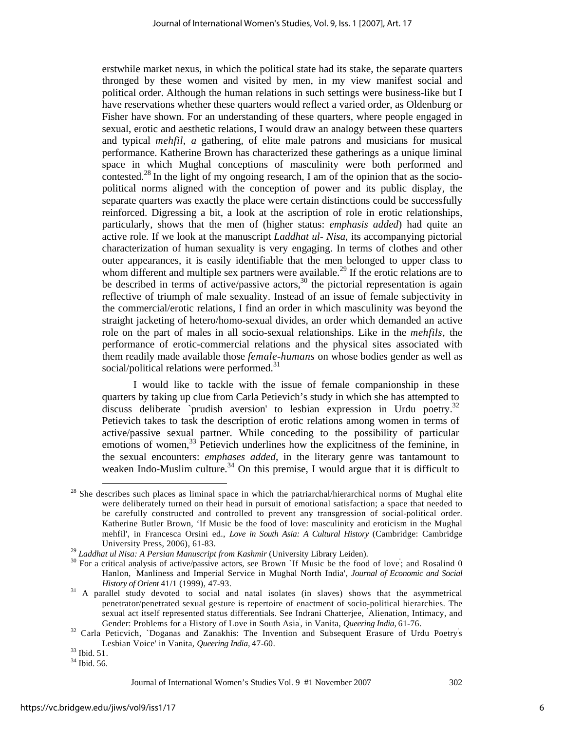erstwhile market nexus, in which the political state had its stake, the separate quarters thronged by these women and visited by men, in my view manifest social and political order. Although the human relations in such settings were business-like but I have reservations whether these quarters would reflect a varied order, as Oldenburg or Fisher have shown. For an understanding of these quarters, where people engaged in sexual, erotic and aesthetic relations, I would draw an analogy between these quarters and typical *mehfil*, *a* gathering, of elite male patrons and musicians for musical performance. Katherine Brown has characterized these gatherings as a unique liminal space in which Mughal conceptions of masculinity were both performed and contested.[28] In the light of my ongoing research, I am of the opinion that as the socio-political norms aligned with the conception of power and its public display, the separate quarters was exactly the place were certain distinctions could be successfully reinforced. Digressing a bit, a look at the ascription of role in erotic relationships, particularly, shows that the men of (higher status: *emphasis added*) had quite an active role. If we look at the manuscript *Laddhat ul- Nisa*, its accompanying pictorial characterization of human sexuality is very engaging. In terms of clothes and other outer appearances, it is easily identifiable that the men belonged to upper class to whom different and multiple sex partners were available.[29] If the erotic relations are to be described in terms of active/passive actors,[30] the pictorial representation is again reflective of triumph of male sexuality. Instead of an issue of female subjectivity in the commercial/erotic relations, I find an order in which masculinity was beyond the straight jacketing of hetero/homo-sexual divides, an order which demanded an active role on the part of males in all socio-sexual relationships. Like in the *mehfils,* the performance of erotic-commercial relations and the physical sites associated with them readily made available those *female-humans* on whose bodies gender as well as social/political relations were performed.[31]

I would like to tackle with the issue of female companionship in these quarters by taking up clue from Carla Petievich's study in which she has attempted to discuss deliberate `prudish aversion' to lesbian expression in Urdu poetry.[32] Petievich takes to task the description of erotic relations among women in terms of active/passive sexual partner. While conceding to the possibility of particular emotions of women,[33] Petievich underlines how the explicitness of the feminine, in the sexual encounters: *emphases added*, in the literary genre was tantamount to weaken Indo-Muslim culture.[34] On this premise, I would argue that it is difficult to

---

[28] She describes such places as liminal space in which the patriarchal/hierarchical norms of Mughal elite were deliberately turned on their head in pursuit of emotional satisfaction; a space that needed to be carefully constructed and controlled to prevent any transgression of social-political order. Katherine Butler Brown, 'If Music be the food of love: masculinity and eroticism in the Mughal mehfil', in Francesca Orsini ed., *Love in South Asia: A Cultural History* (Cambridge: Cambridge University Press, 2006), 61-83.

[29] *Laddhat ul Nisa: A Persian Manuscript from Kashmir* (University Library Leiden).

[30] For a critical analysis of active/passive actors, see Brown `If Music be the food of love'; and Rosalind 0 Hanlon, `Manliness and Imperial Service in Mughal North India', *Journal of Economic and Social History of Orient* 41/1 (1999), 47-93.

[31] A parallel study devoted to social and natal isolates (in slaves) shows that the asymmetrical penetrator/penetrated sexual gesture is repertoire of enactment of socio-political hierarchies. The sexual act itself represented status differentials. See Indrani Chatterjee, `Alienation, Intimacy, and Gender: Problems for a History of Love in South Asia', in Vanita, *Queering India,* 61-76.

[32] Carla Peticvich, `Doganas and Zanakhis: The Invention and Subsequent Erasure of Urdu Poetry's Lesbian Voice' in Vanita, *Queering India,* 47-60.

[33] Ibid. 51.

[34] Ibid. 56.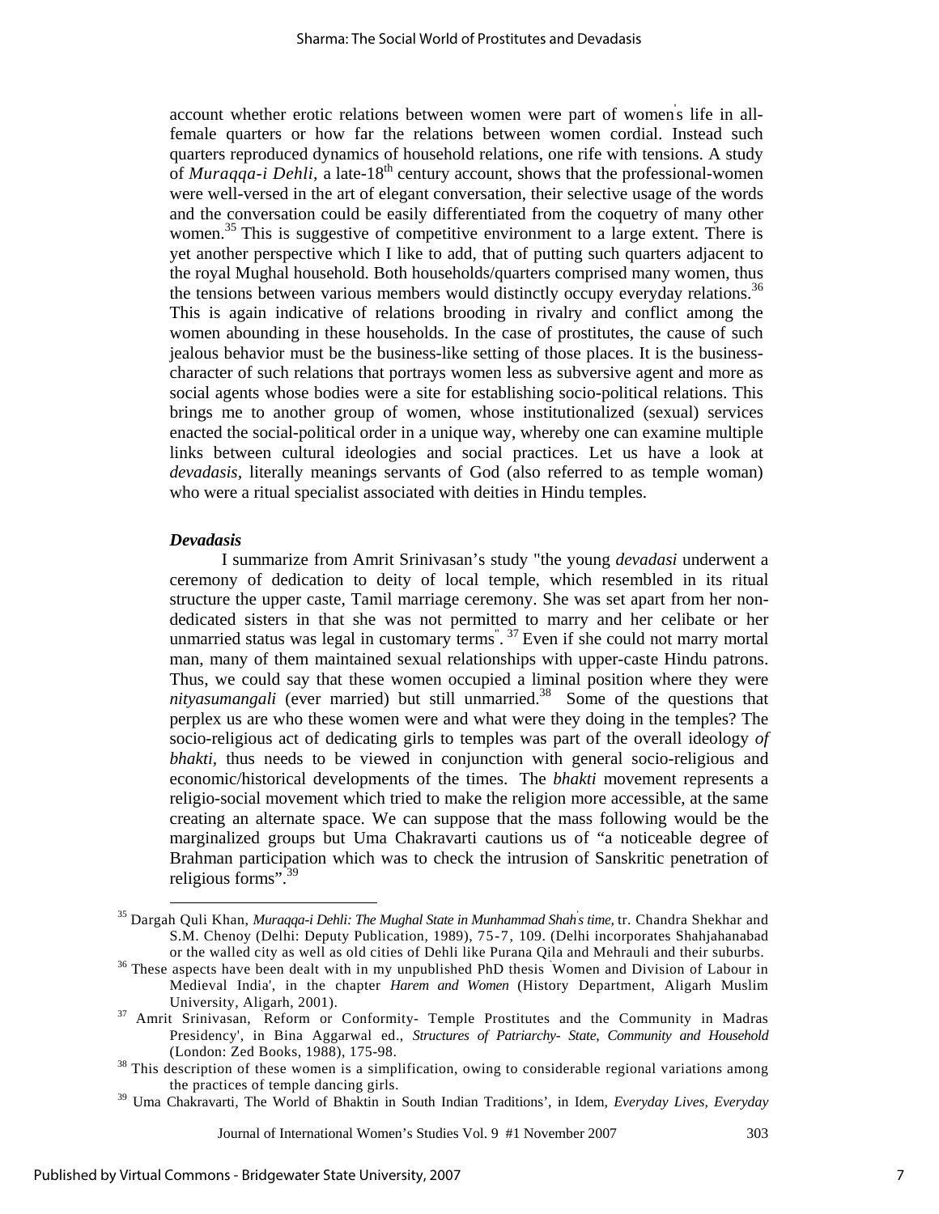account whether erotic relations between women were part of women's life in all-female quarters or how far the relations between women cordial. Instead such quarters reproduced dynamics of household relations, one rife with tensions. A study of *Muraqqa-i Dehli,* a late-18th century account, shows that the professional-women were well-versed in the art of elegant conversation, their selective usage of the words and the conversation could be easily differentiated from the coquetry of many other women.[35] This is suggestive of competitive environment to a large extent. There is yet another perspective which I like to add, that of putting such quarters adjacent to the royal Mughal household. Both households/quarters comprised many women, thus the tensions between various members would distinctly occupy everyday relations.[36] This is again indicative of relations brooding in rivalry and conflict among the women abounding in these households. In the case of prostitutes, the cause of such jealous behavior must be the business-like setting of those places. It is the business-character of such relations that portrays women less as subversive agent and more as social agents whose bodies were a site for establishing socio-political relations. This brings me to another group of women, whose institutionalized (sexual) services enacted the social-political order in a unique way, whereby one can examine multiple links between cultural ideologies and social practices. Let us have a look at *devadasis*, literally meanings servants of God (also referred to as temple woman) who were a ritual specialist associated with deities in Hindu temples.

### *Devadasis*

I summarize from Amrit Srinivasan's study "the young *devadasi* underwent a ceremony of dedication to deity of local temple, which resembled in its ritual structure the upper caste, Tamil marriage ceremony. She was set apart from her non-dedicated sisters in that she was not permitted to marry and her celibate or her unmarried status was legal in customary terms". [37] Even if she could not marry mortal man, many of them maintained sexual relationships with upper-caste Hindu patrons. Thus, we could say that these women occupied a liminal position where they were *nityasumangali* (ever married) but still unmarried.[38] Some of the questions that perplex us are who these women were and what were they doing in the temples? The socio-religious act of dedicating girls to temples was part of the overall ideology *of bhakti,* thus needs to be viewed in conjunction with general socio-religious and economic/historical developments of the times. The *bhakti* movement represents a religio-social movement which tried to make the religion more accessible, at the same creating an alternate space. We can suppose that the mass following would be the marginalized groups but Uma Chakravarti cautions us of "a noticeable degree of Brahman participation which was to check the intrusion of Sanskritic penetration of religious forms".[39]

---

[35] Dargah Quli Khan, *Muraqqa-i Dehli: The Mughal State in Munhammad Shah's time,* tr. Chandra Shekhar and S.M. Chenoy (Delhi: Deputy Publication, 1989), 75-7, 109. (Delhi incorporates Shahjahanabad or the walled city as well as old cities of Dehli like Purana Qila and Mehrauli and their suburbs.

[36] These aspects have been dealt with in my unpublished PhD thesis `Women and Division of Labour in Medieval India', in the chapter *Harem and Women* (History Department, Aligarh Muslim University, Aligarh, 2001).

[37] Amrit Srinivasan, Reform or Conformity- Temple Prostitutes and the Community in Madras Presidency', in Bina Aggarwal ed., *Structures of Patriarchy- State, Community and Household* (London: Zed Books, 1988), 175-98.

[38] This description of these women is a simplification, owing to considerable regional variations among the practices of temple dancing girls.

[39] Uma Chakravarti, The World of Bhaktin in South Indian Traditions', in Idem, *Everyday Lives, Everyday*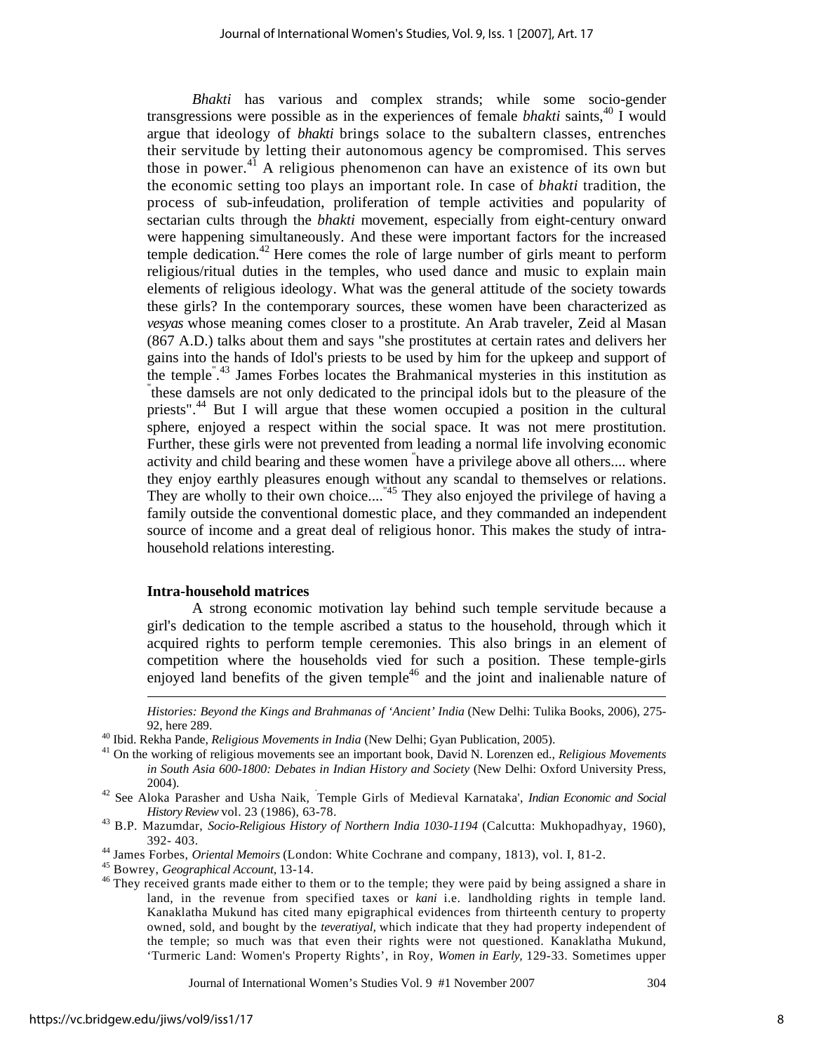*Bhakti* has various and complex strands; while some socio-gender transgressions were possible as in the experiences of female *bhakti* saints,[40] I would argue that ideology of *bhakti* brings solace to the subaltern classes, entrenches their servitude by letting their autonomous agency be compromised. This serves those in power.[41] A religious phenomenon can have an existence of its own but the economic setting too plays an important role. In case of *bhakti* tradition, the process of sub-infeudation, proliferation of temple activities and popularity of sectarian cults through the *bhakti* movement, especially from eight-century onward were happening simultaneously. And these were important factors for the increased temple dedication.[42] Here comes the role of large number of girls meant to perform religious/ritual duties in the temples, who used dance and music to explain main elements of religious ideology. What was the general attitude of the society towards these girls? In the contemporary sources, these women have been characterized as *vesyas* whose meaning comes closer to a prostitute. An Arab traveler, Zeid al Masan (867 A.D.) talks about them and says "she prostitutes at certain rates and delivers her gains into the hands of Idol's priests to be used by him for the upkeep and support of the temple".[43] James Forbes locates the Brahmanical mysteries in this institution as "these damsels are not only dedicated to the principal idols but to the pleasure of the priests".[44] But I will argue that these women occupied a position in the cultural sphere, enjoyed a respect within the social space. It was not mere prostitution. Further, these girls were not prevented from leading a normal life involving economic activity and child bearing and these women "have a privilege above all others.... where they enjoy earthly pleasures enough without any scandal to themselves or relations. They are wholly to their own choice...."[45] They also enjoyed the privilege of having a family outside the conventional domestic place, and they commanded an independent source of income and a great deal of religious honor. This makes the study of intra-household relations interesting.

**Intra-household matrices**

A strong economic motivation lay behind such temple servitude because a girl's dedication to the temple ascribed a status to the household, through which it acquired rights to perform temple ceremonies. This also brings in an element of competition where the households vied for such a position. These temple-girls enjoyed land benefits of the given temple[46] and the joint and inalienable nature of

---

*Histories: Beyond the Kings and Brahmanas of 'Ancient' India* (New Delhi: Tulika Books, 2006), 275-92, here 289.

[40] Ibid. Rekha Pande, *Religious Movements in India* (New Delhi; Gyan Publication, 2005).

[41] On the working of religious movements see an important book, David N. Lorenzen ed., *Religious Movements in South Asia 600-1800: Debates in Indian History and Society* (New Delhi: Oxford University Press, 2004).

[42] See Aloka Parasher and Usha Naik, 'Temple Girls of Medieval Karnataka', *Indian Economic and Social History Review* vol. 23 (1986), 63-78.

[43] B.P. Mazumdar, *Socio-Religious History of Northern India 1030-1194* (Calcutta: Mukhopadhyay, 1960), 392- 403.

[44] James Forbes, *Oriental Memoirs* (London: White Cochrane and company, 1813), vol. I, 81-2.

[45] Bowrey, *Geographical Account*, 13-14.

[46] They received grants made either to them or to the temple; they were paid by being assigned a share in land, in the revenue from specified taxes or *kani* i.e. landholding rights in temple land. Kanaklatha Mukund has cited many epigraphical evidences from thirteenth century to property owned, sold, and bought by the *teveratiyal*, which indicate that they had property independent of the temple; so much was that even their rights were not questioned. Kanaklatha Mukund, 'Turmeric Land: Women's Property Rights', in Roy, *Women in Early*, 129-33. Sometimes upper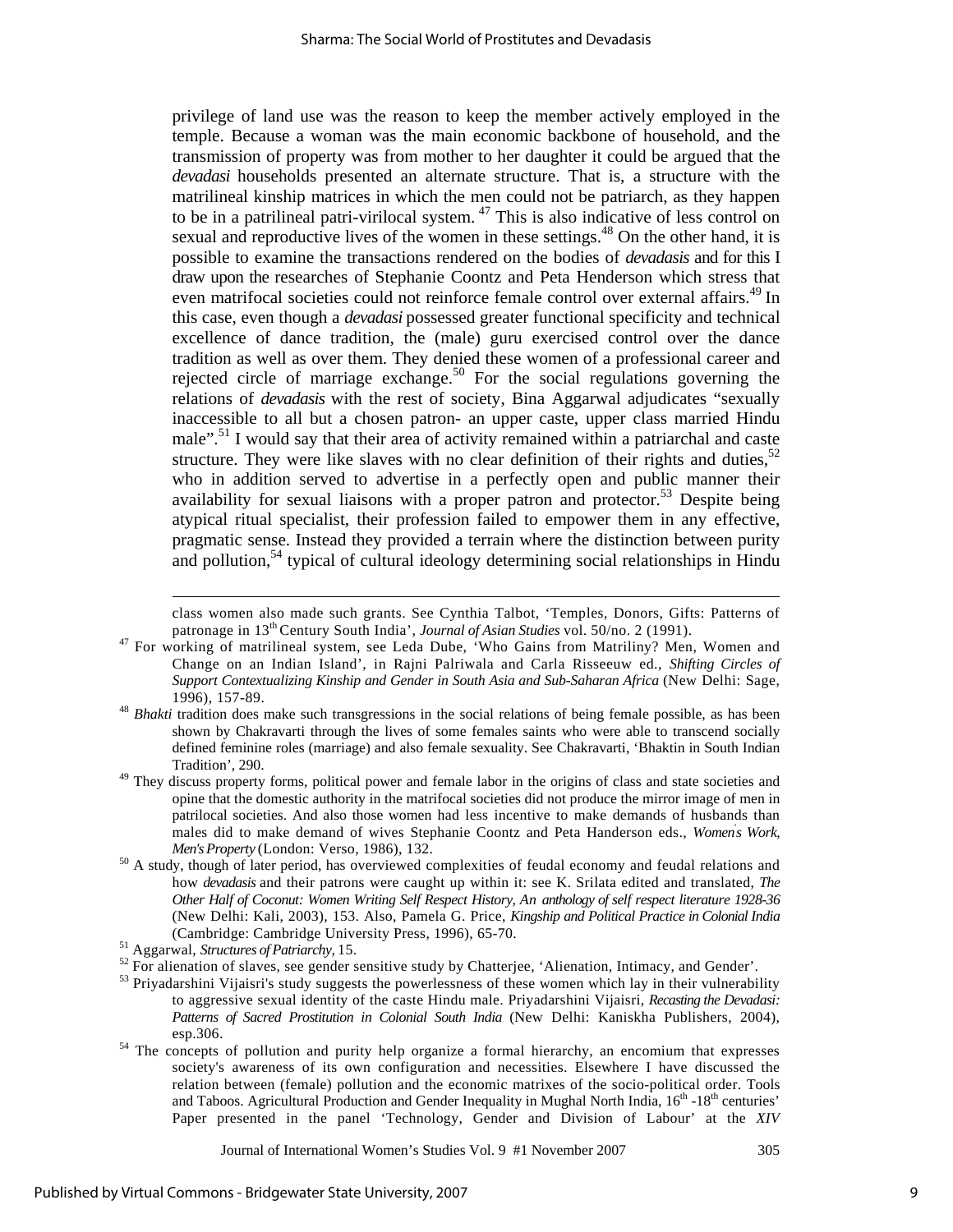privilege of land use was the reason to keep the member actively employed in the temple. Because a woman was the main economic backbone of household, and the transmission of property was from mother to her daughter it could be argued that the *devadasi* households presented an alternate structure. That is, a structure with the matrilineal kinship matrices in which the men could not be patriarch, as they happen to be in a patrilineal patri-virilocal system. [47] This is also indicative of less control on sexual and reproductive lives of the women in these settings.[48] On the other hand, it is possible to examine the transactions rendered on the bodies of *devadasis* and for this I draw upon the researches of Stephanie Coontz and Peta Henderson which stress that even matrifocal societies could not reinforce female control over external affairs.[49] In this case, even though a *devadasi* possessed greater functional specificity and technical excellence of dance tradition, the (male) guru exercised control over the dance tradition as well as over them. They denied these women of a professional career and rejected circle of marriage exchange.[50] For the social regulations governing the relations of *devadasis* with the rest of society, Bina Aggarwal adjudicates "sexually inaccessible to all but a chosen patron- an upper caste, upper class married Hindu male".[51] I would say that their area of activity remained within a patriarchal and caste structure. They were like slaves with no clear definition of their rights and duties,[52] who in addition served to advertise in a perfectly open and public manner their availability for sexual liaisons with a proper patron and protector.[53] Despite being atypical ritual specialist, their profession failed to empower them in any effective, pragmatic sense. Instead they provided a terrain where the distinction between purity and pollution,[54] typical of cultural ideology determining social relationships in Hindu

---

class women also made such grants. See Cynthia Talbot, 'Temples, Donors, Gifts: Patterns of patronage in 13th Century South India', *Journal of Asian Studies* vol. 50/no. 2 (1991).

[47] For working of matrilineal system, see Leda Dube, 'Who Gains from Matriliny? Men, Women and Change on an Indian Island', in Rajni Palriwala and Carla Risseeuw ed., *Shifting Circles of Support Contextualizing Kinship and Gender in South Asia and Sub-Saharan Africa* (New Delhi: Sage, 1996), 157-89.

[48] *Bhakti* tradition does make such transgressions in the social relations of being female possible, as has been shown by Chakravarti through the lives of some females saints who were able to transcend socially defined feminine roles (marriage) and also female sexuality. See Chakravarti, 'Bhaktin in South Indian Tradition', 290.

[49] They discuss property forms, political power and female labor in the origins of class and state societies and opine that the domestic authority in the matrifocal societies did not produce the mirror image of men in patrilocal societies. And also those women had less incentive to make demands of husbands than males did to make demand of wives Stephanie Coontz and Peta Handerson eds., *Women's Work, Men's Property* (London: Verso, 1986), 132.

[50] A study, though of later period, has overviewed complexities of feudal economy and feudal relations and how *devadasis* and their patrons were caught up within it: see K. Srilata edited and translated, *The Other Half of Coconut: Women Writing Self Respect History, An anthology of self respect literature 1928-36* (New Delhi: Kali, 2003), 153. Also, Pamela G. Price, *Kingship and Political Practice in Colonial India* (Cambridge: Cambridge University Press, 1996), 65-70.

[51] Aggarwal, *Structures of Patriarchy,* 15.

[52] For alienation of slaves, see gender sensitive study by Chatterjee, 'Alienation, Intimacy, and Gender'.

[53] Priyadarshini Vijaisri's study suggests the powerlessness of these women which lay in their vulnerability to aggressive sexual identity of the caste Hindu male. Priyadarshini Vijaisri, *Recasting the Devadasi: Patterns of Sacred Prostitution in Colonial South India* (New Delhi: Kaniskha Publishers, 2004), esp.306.

[54] The concepts of pollution and purity help organize a formal hierarchy, an encomium that expresses society's awareness of its own configuration and necessities. Elsewhere I have discussed the relation between (female) pollution and the economic matrixes of the socio-political order. Tools and Taboos. Agricultural Production and Gender Inequality in Mughal North India, 16th -18th centuries' Paper presented in the panel 'Technology, Gender and Division of Labour' at the *XIV*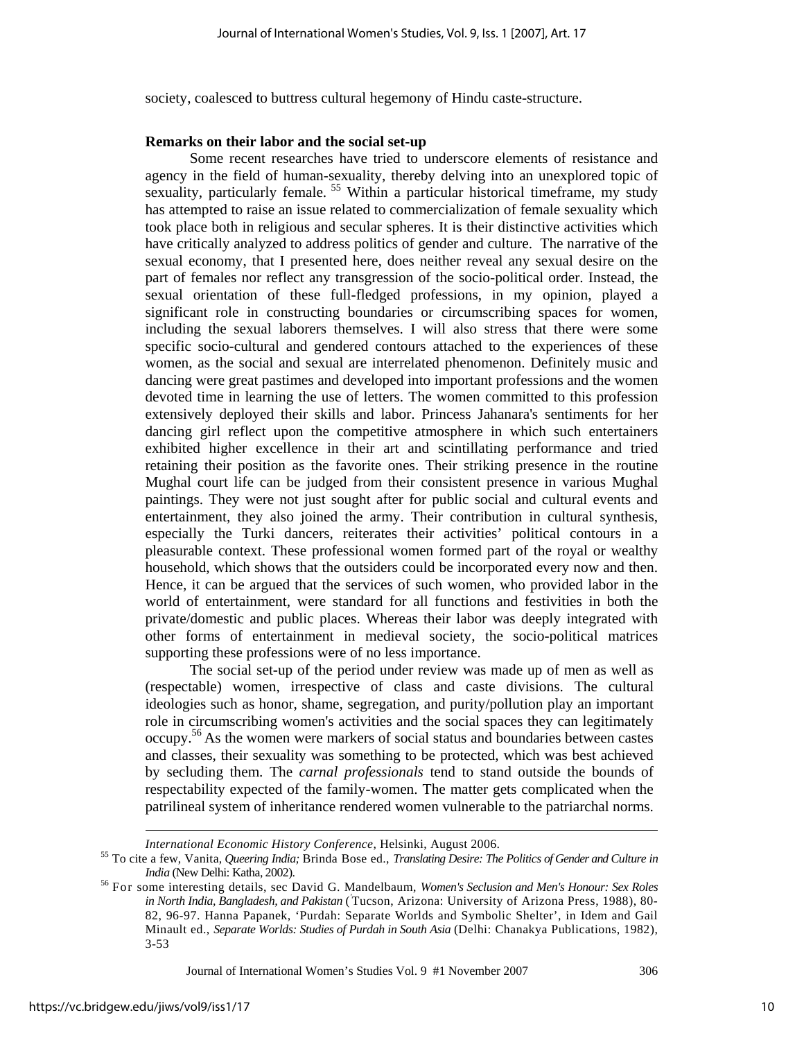society, coalesced to buttress cultural hegemony of Hindu caste-structure.

**Remarks on their labor and the social set-up**

Some recent researches have tried to underscore elements of resistance and agency in the field of human-sexuality, thereby delving into an unexplored topic of sexuality, particularly female. [55] Within a particular historical timeframe, my study has attempted to raise an issue related to commercialization of female sexuality which took place both in religious and secular spheres. It is their distinctive activities which have critically analyzed to address politics of gender and culture. The narrative of the sexual economy, that I presented here, does neither reveal any sexual desire on the part of females nor reflect any transgression of the socio-political order. Instead, the sexual orientation of these full-fledged professions, in my opinion, played a significant role in constructing boundaries or circumscribing spaces for women, including the sexual laborers themselves. I will also stress that there were some specific socio-cultural and gendered contours attached to the experiences of these women, as the social and sexual are interrelated phenomenon. Definitely music and dancing were great pastimes and developed into important professions and the women devoted time in learning the use of letters. The women committed to this profession extensively deployed their skills and labor. Princess Jahanara's sentiments for her dancing girl reflect upon the competitive atmosphere in which such entertainers exhibited higher excellence in their art and scintillating performance and tried retaining their position as the favorite ones. Their striking presence in the routine Mughal court life can be judged from their consistent presence in various Mughal paintings. They were not just sought after for public social and cultural events and entertainment, they also joined the army. Their contribution in cultural synthesis, especially the Turki dancers, reiterates their activities' political contours in a pleasurable context. These professional women formed part of the royal or wealthy household, which shows that the outsiders could be incorporated every now and then. Hence, it can be argued that the services of such women, who provided labor in the world of entertainment, were standard for all functions and festivities in both the private/domestic and public places. Whereas their labor was deeply integrated with other forms of entertainment in medieval society, the socio-political matrices supporting these professions were of no less importance.

The social set-up of the period under review was made up of men as well as (respectable) women, irrespective of class and caste divisions. The cultural ideologies such as honor, shame, segregation, and purity/pollution play an important role in circumscribing women's activities and the social spaces they can legitimately occupy.[56] As the women were markers of social status and boundaries between castes and classes, their sexuality was something to be protected, which was best achieved by secluding them. The *carnal professionals* tend to stand outside the bounds of respectability expected of the family-women. The matter gets complicated when the patrilineal system of inheritance rendered women vulnerable to the patriarchal norms.

---

*International Economic History Conference*, Helsinki, August 2006.

[55] To cite a few, Vanita, *Queering India;* Brinda Bose ed., *Translating Desire: The Politics of Gender and Culture in India* (New Delhi: Katha, 2002).

[56] For some interesting details, sec David G. Mandelbaum, *Women's Seclusion and Men's Honour: Sex Roles in North India, Bangladesh, and Pakistan* (Tucson, Arizona: University of Arizona Press, 1988), 80-82, 96-97. Hanna Papanek, 'Purdah: Separate Worlds and Symbolic Shelter', in Idem and Gail Minault ed., *Separate Worlds: Studies of Purdah in South Asia* (Delhi: Chanakya Publications, 1982), 3-53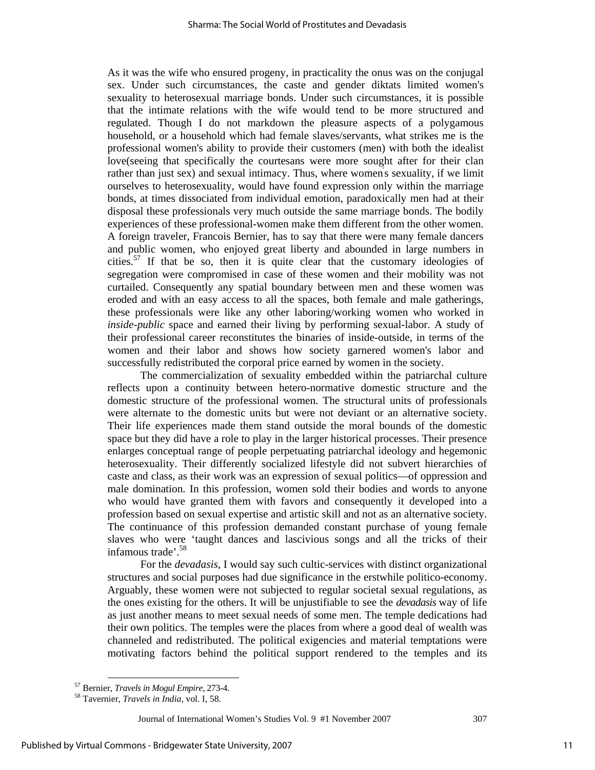As it was the wife who ensured progeny, in practicality the onus was on the conjugal sex. Under such circumstances, the caste and gender diktats limited women's sexuality to heterosexual marriage bonds. Under such circumstances, it is possible that the intimate relations with the wife would tend to be more structured and regulated. Though I do not markdown the pleasure aspects of a polygamous household, or a household which had female slaves/servants, what strikes me is the professional women's ability to provide their customers (men) with both the idealist love(seeing that specifically the courtesans were more sought after for their clan rather than just sex) and sexual intimacy. Thus, where women's sexuality, if we limit ourselves to heterosexuality, would have found expression only within the marriage bonds, at times dissociated from individual emotion, paradoxically men had at their disposal these professionals very much outside the same marriage bonds. The bodily experiences of these professional-women make them different from the other women. A foreign traveler, Francois Bernier, has to say that there were many female dancers and public women, who enjoyed great liberty and abounded in large numbers in cities.[57] If that be so, then it is quite clear that the customary ideologies of segregation were compromised in case of these women and their mobility was not curtailed. Consequently any spatial boundary between men and these women was eroded and with an easy access to all the spaces, both female and male gatherings, these professionals were like any other laboring/working women who worked in *inside-public* space and earned their living by performing sexual-labor. A study of their professional career reconstitutes the binaries of inside-outside, in terms of the women and their labor and shows how society garnered women's labor and successfully redistributed the corporal price earned by women in the society.

The commercialization of sexuality embedded within the patriarchal culture reflects upon a continuity between hetero-normative domestic structure and the domestic structure of the professional women. The structural units of professionals were alternate to the domestic units but were not deviant or an alternative society. Their life experiences made them stand outside the moral bounds of the domestic space but they did have a role to play in the larger historical processes. Their presence enlarges conceptual range of people perpetuating patriarchal ideology and hegemonic heterosexuality. Their differently socialized lifestyle did not subvert hierarchies of caste and class, as their work was an expression of sexual politics—of oppression and male domination. In this profession, women sold their bodies and words to anyone who would have granted them with favors and consequently it developed into a profession based on sexual expertise and artistic skill and not as an alternative society. The continuance of this profession demanded constant purchase of young female slaves who were 'taught dances and lascivious songs and all the tricks of their infamous trade'.[58]

For the *devadasis*, I would say such cultic-services with distinct organizational structures and social purposes had due significance in the erstwhile politico-economy. Arguably, these women were not subjected to regular societal sexual regulations, as the ones existing for the others. It will be unjustifiable to see the *devadasis* way of life as just another means to meet sexual needs of some men. The temple dedications had their own politics. The temples were the places from where a good deal of wealth was channeled and redistributed. The political exigencies and material temptations were motivating factors behind the political support rendered to the temples and its

---

[57] Bernier, *Travels in Mogul Empire*, 273-4.

[58] Tavernier, *Travels in India*, vol. I, 58.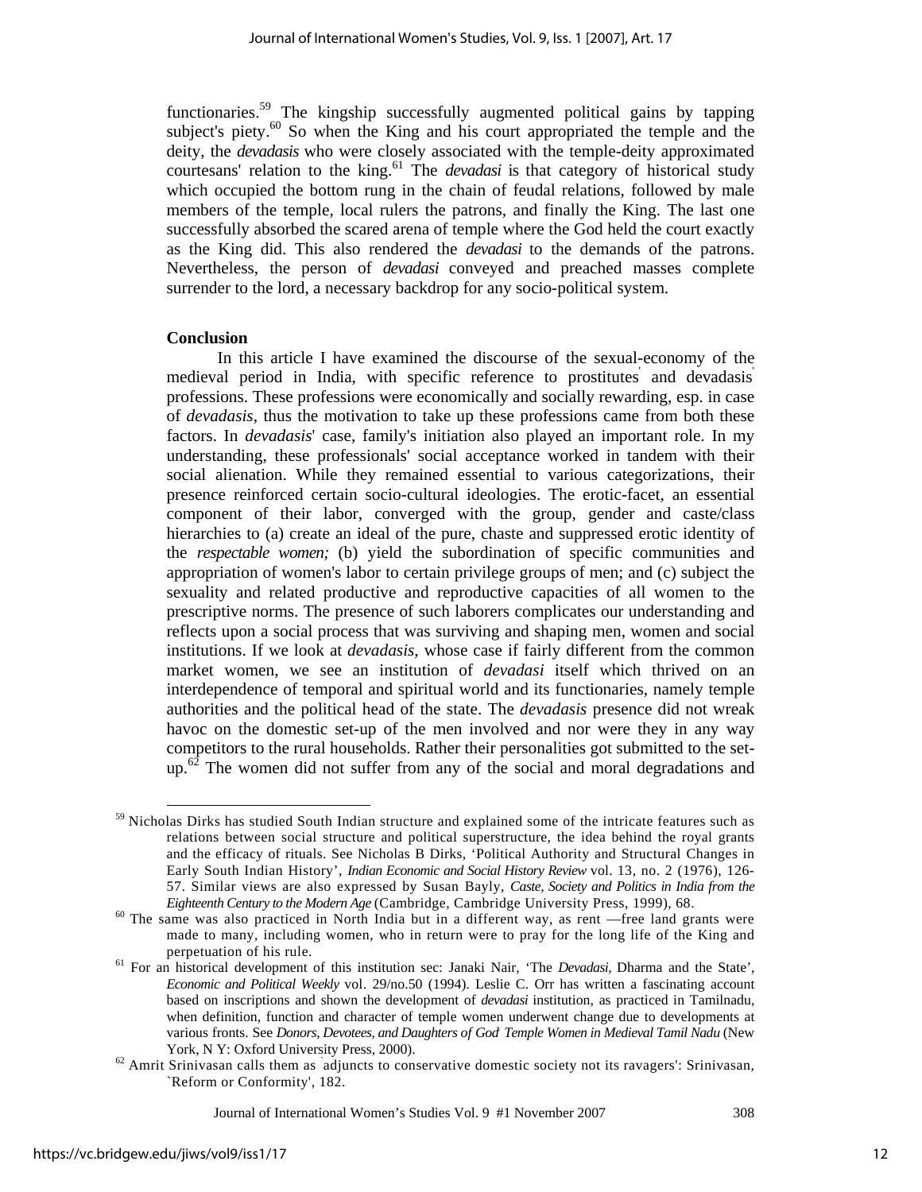functionaries.[59] The kingship successfully augmented political gains by tapping subject's piety.[60] So when the King and his court appropriated the temple and the deity, the *devadasis* who were closely associated with the temple-deity approximated courtesans' relation to the king.[61] The *devadasi* is that category of historical study which occupied the bottom rung in the chain of feudal relations, followed by male members of the temple, local rulers the patrons, and finally the King. The last one successfully absorbed the scared arena of temple where the God held the court exactly as the King did. This also rendered the *devadasi* to the demands of the patrons. Nevertheless, the person of *devadasi* conveyed and preached masses complete surrender to the lord, a necessary backdrop for any socio-political system.

**Conclusion**

In this article I have examined the discourse of the sexual-economy of the medieval period in India, with specific reference to prostitutes' and devadasis' professions. These professions were economically and socially rewarding, esp. in case of *devadasis*, thus the motivation to take up these professions came from both these factors. In *devadasis*' case, family's initiation also played an important role. In my understanding, these professionals' social acceptance worked in tandem with their social alienation. While they remained essential to various categorizations, their presence reinforced certain socio-cultural ideologies. The erotic-facet, an essential component of their labor, converged with the group, gender and caste/class hierarchies to (a) create an ideal of the pure, chaste and suppressed erotic identity of the *respectable women;* (b) yield the subordination of specific communities and appropriation of women's labor to certain privilege groups of men; and (c) subject the sexuality and related productive and reproductive capacities of all women to the prescriptive norms. The presence of such laborers complicates our understanding and reflects upon a social process that was surviving and shaping men, women and social institutions. If we look at *devadasis*, whose case if fairly different from the common market women, we see an institution of *devadasi* itself which thrived on an interdependence of temporal and spiritual world and its functionaries, namely temple authorities and the political head of the state. The *devadasis* presence did not wreak havoc on the domestic set-up of the men involved and nor were they in any way competitors to the rural households. Rather their personalities got submitted to the set-up.[62] The women did not suffer from any of the social and moral degradations and

---

[59] Nicholas Dirks has studied South Indian structure and explained some of the intricate features such as relations between social structure and political superstructure, the idea behind the royal grants and the efficacy of rituals. See Nicholas B Dirks, 'Political Authority and Structural Changes in Early South Indian History', *Indian Economic and Social History Review* vol. 13, no. 2 (1976), 126-57. Similar views are also expressed by Susan Bayly, *Caste, Society and Politics in India from the Eighteenth Century to the Modern Age* (Cambridge, Cambridge University Press, 1999), 68.

[60] The same was also practiced in North India but in a different way, as rent —free land grants were made to many, including women, who in return were to pray for the long life of the King and perpetuation of his rule.

[61] For an historical development of this institution sec: Janaki Nair, 'The *Devadasi,* Dharma and the State', *Economic and Political Weekly* vol. 29/no.50 (1994). Leslie C. Orr has written a fascinating account based on inscriptions and shown the development of *devadasi* institution, as practiced in Tamilnadu, when definition, function and character of temple women underwent change due to developments at various fronts. See *Donors, Devotees, and Daughters of God: Temple Women in Medieval Tamil Nadu* (New York, N Y: Oxford University Press, 2000).

[62] Amrit Srinivasan calls them as 'adjuncts to conservative domestic society not its ravagers': Srinivasan, 'Reform or Conformity', 182.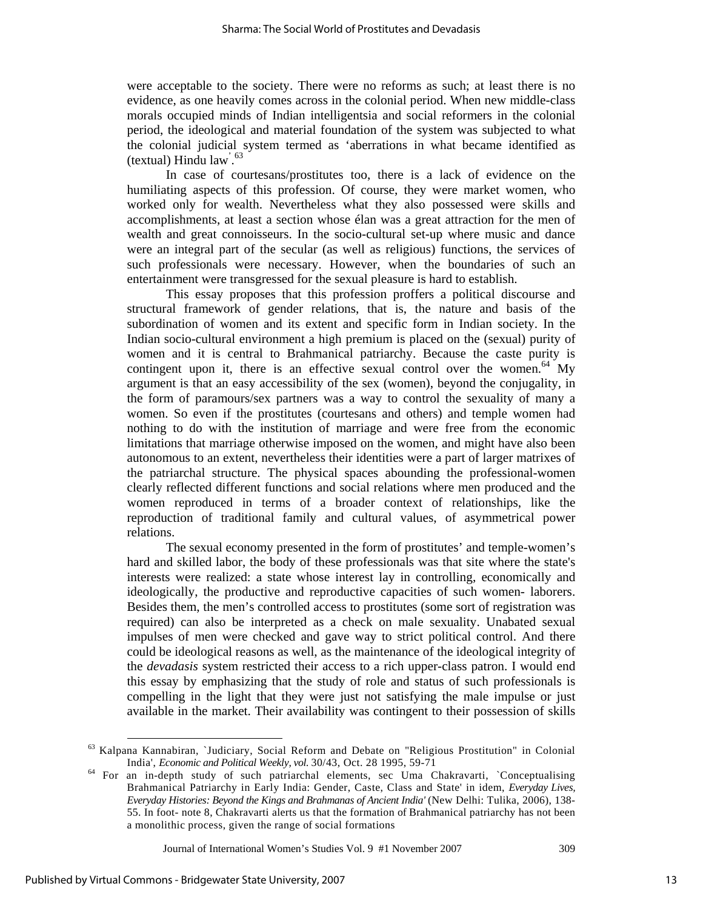were acceptable to the society. There were no reforms as such; at least there is no evidence, as one heavily comes across in the colonial period. When new middle-class morals occupied minds of Indian intelligentsia and social reformers in the colonial period, the ideological and material foundation of the system was subjected to what the colonial judicial system termed as 'aberrations in what became identified as (textual) Hindu law'.[63]

In case of courtesans/prostitutes too, there is a lack of evidence on the humiliating aspects of this profession. Of course, they were market women, who worked only for wealth. Nevertheless what they also possessed were skills and accomplishments, at least a section whose élan was a great attraction for the men of wealth and great connoisseurs. In the socio-cultural set-up where music and dance were an integral part of the secular (as well as religious) functions, the services of such professionals were necessary. However, when the boundaries of such an entertainment were transgressed for the sexual pleasure is hard to establish.

This essay proposes that this profession proffers a political discourse and structural framework of gender relations, that is, the nature and basis of the subordination of women and its extent and specific form in Indian society. In the Indian socio-cultural environment a high premium is placed on the (sexual) purity of women and it is central to Brahmanical patriarchy. Because the caste purity is contingent upon it, there is an effective sexual control over the women.[64] My argument is that an easy accessibility of the sex (women), beyond the conjugality, in the form of paramours/sex partners was a way to control the sexuality of many a women. So even if the prostitutes (courtesans and others) and temple women had nothing to do with the institution of marriage and were free from the economic limitations that marriage otherwise imposed on the women, and might have also been autonomous to an extent, nevertheless their identities were a part of larger matrixes of the patriarchal structure. The physical spaces abounding the professional-women clearly reflected different functions and social relations where men produced and the women reproduced in terms of a broader context of relationships, like the reproduction of traditional family and cultural values, of asymmetrical power relations.

The sexual economy presented in the form of prostitutes' and temple-women's hard and skilled labor, the body of these professionals was that site where the state's interests were realized: a state whose interest lay in controlling, economically and ideologically, the productive and reproductive capacities of such women- laborers. Besides them, the men's controlled access to prostitutes (some sort of registration was required) can also be interpreted as a check on male sexuality. Unabated sexual impulses of men were checked and gave way to strict political control. And there could be ideological reasons as well, as the maintenance of the ideological integrity of the *devadasis* system restricted their access to a rich upper-class patron. I would end this essay by emphasizing that the study of role and status of such professionals is compelling in the light that they were just not satisfying the male impulse or just available in the market. Their availability was contingent to their possession of skills

---

[63] Kalpana Kannabiran, `Judiciary, Social Reform and Debate on "Religious Prostitution" in Colonial India', *Economic and Political Weekly, vol.* 30/43, Oct. 28 1995, 59-71

[64] For an in-depth study of such patriarchal elements, sec Uma Chakravarti, `Conceptualising Brahmanical Patriarchy in Early India: Gender, Caste, Class and State' in idem, *Everyday Lives, Everyday Histories: Beyond the Kings and Brahmanas of Ancient India'* (New Delhi: Tulika, 2006), 138-55. In foot- note 8, Chakravarti alerts us that the formation of Brahmanical patriarchy has not been a monolithic process, given the range of social formations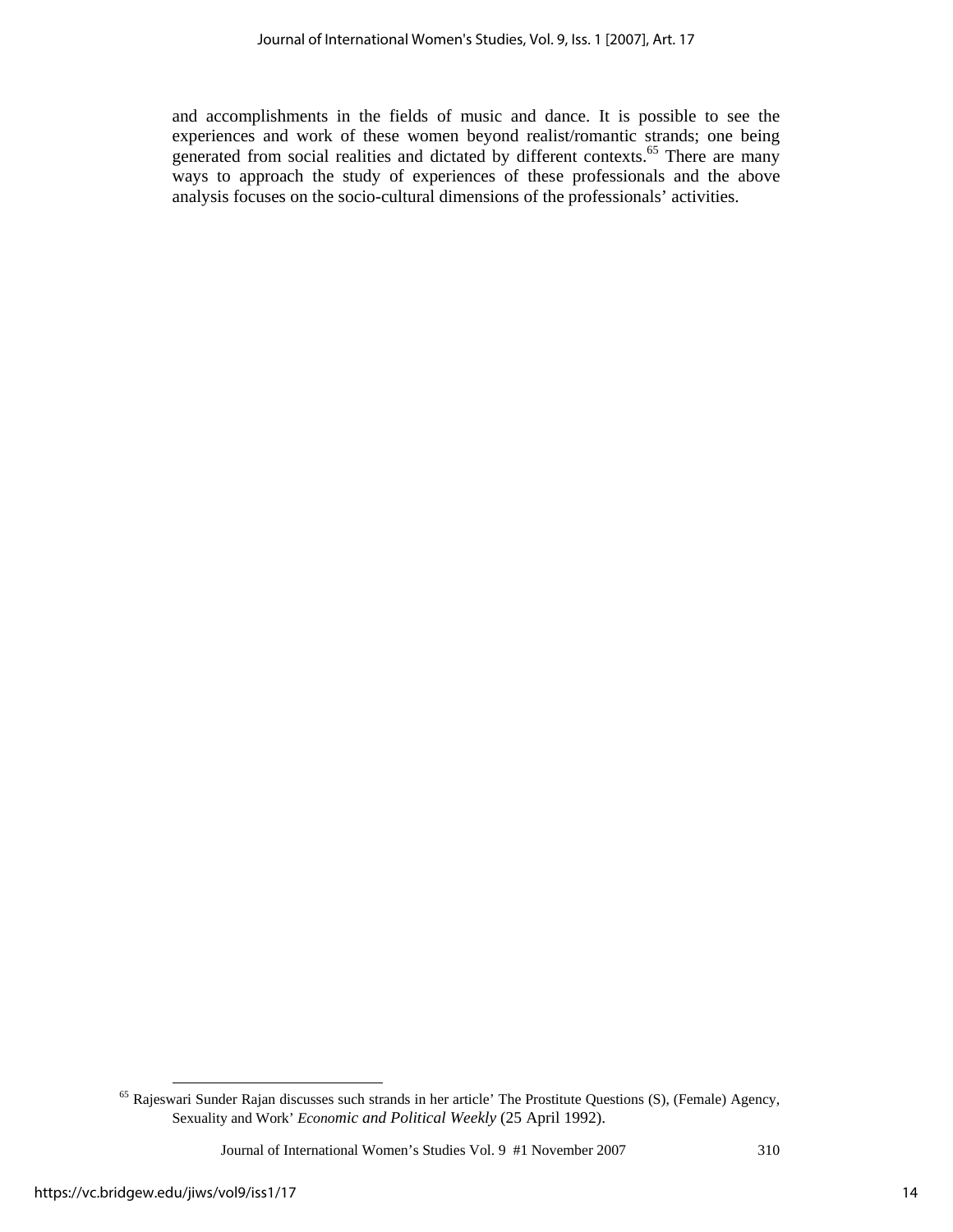and accomplishments in the fields of music and dance. It is possible to see the experiences and work of these women beyond realist/romantic strands; one being generated from social realities and dictated by different contexts.[65] There are many ways to approach the study of experiences of these professionals and the above analysis focuses on the socio-cultural dimensions of the professionals' activities.

[65] Rajeswari Sunder Rajan discusses such strands in her article' The Prostitute Questions (S), (Female) Agency, Sexuality and Work' *Economic and Political Weekly* (25 April 1992).